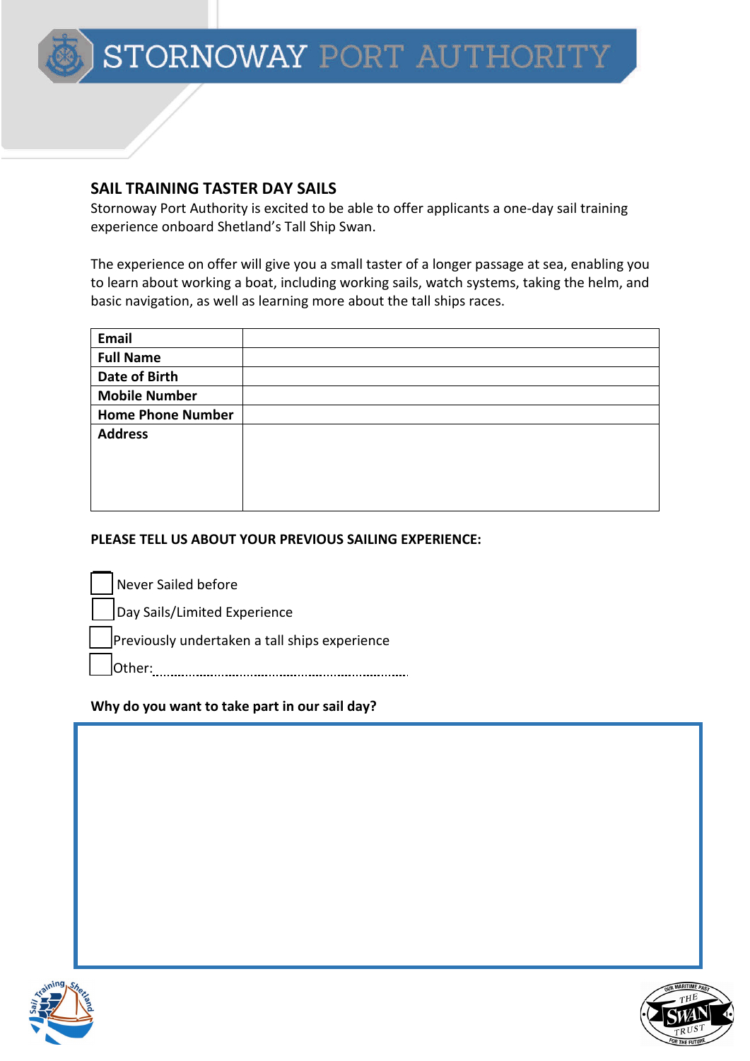# STORNOWAY PORT AUTHORITY

## SAIL TRAINING TASTER DAY SAILS

Stornoway Port Authority is excited to be able to offer applicants a one-day sail training experience onboard Shetland's Tall Ship Swan.

The experience on offer will give you a small taster of a longer passage at sea, enabling you to learn about working a boat, including working sails, watch systems, taking the helm, and basic navigation, as well as learning more about the tall ships races.

| | |
|---|---|
| **Email** | |
| **Full Name** | |
| **Date of Birth** | |
| **Mobile Number** | |
| **Home Phone Number** | |
| **Address** | |

**PLEASE TELL US ABOUT YOUR PREVIOUS SAILING EXPERIENCE:**

- ☐ Never Sailed before
- ☐ Day Sails/Limited Experience
- ☐ Previously undertaken a tall ships experience
- ☐ Other:............................................................

**Why do you want to take part in our sail day?**

| |
|---|
| |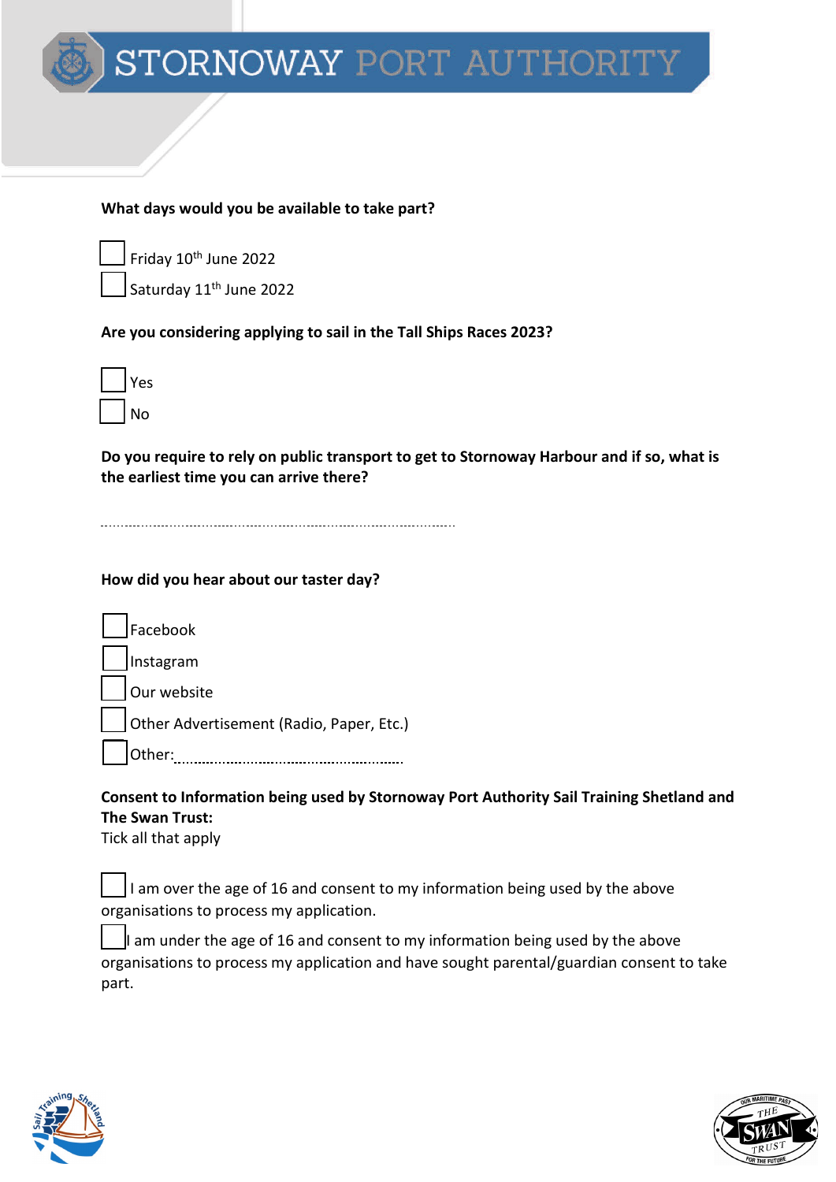**What days would you be available to take part?**

☐ Friday 10th June 2022

☐ Saturday 11th June 2022

**Are you considering applying to sail in the Tall Ships Races 2023?**

☐ Yes

☐ No

**Do you require to rely on public transport to get to Stornoway Harbour and if so, what is the earliest time you can arrive there?**

..........................................................................................

**How did you hear about our taster day?**

☐ Facebook

☐ Instagram

☐ Our website

☐ Other Advertisement (Radio, Paper, Etc.)

☐ Other:..........................................................

**Consent to Information being used by Stornoway Port Authority Sail Training Shetland and The Swan Trust:**

Tick all that apply

☐ I am over the age of 16 and consent to my information being used by the above organisations to process my application.

☐ I am under the age of 16 and consent to my information being used by the above organisations to process my application and have sought parental/guardian consent to take part.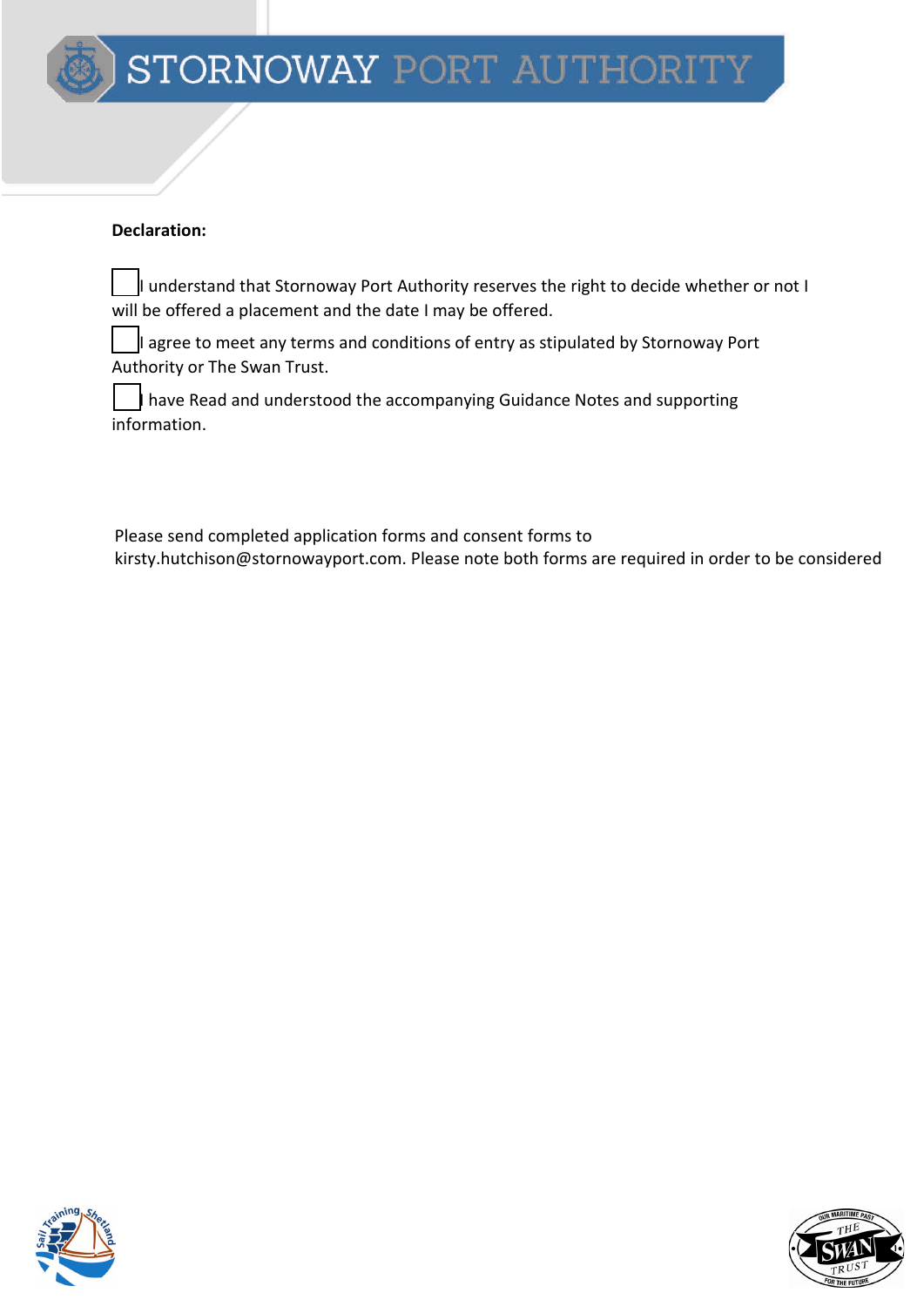**Declaration:**

☐ I understand that Stornoway Port Authority reserves the right to decide whether or not I will be offered a placement and the date I may be offered.

☐ I agree to meet any terms and conditions of entry as stipulated by Stornoway Port Authority or The Swan Trust.

☐ I have Read and understood the accompanying Guidance Notes and supporting information.

Please send completed application forms and consent forms to kirsty.hutchison@stornowayport.com. Please note both forms are required in order to be considered